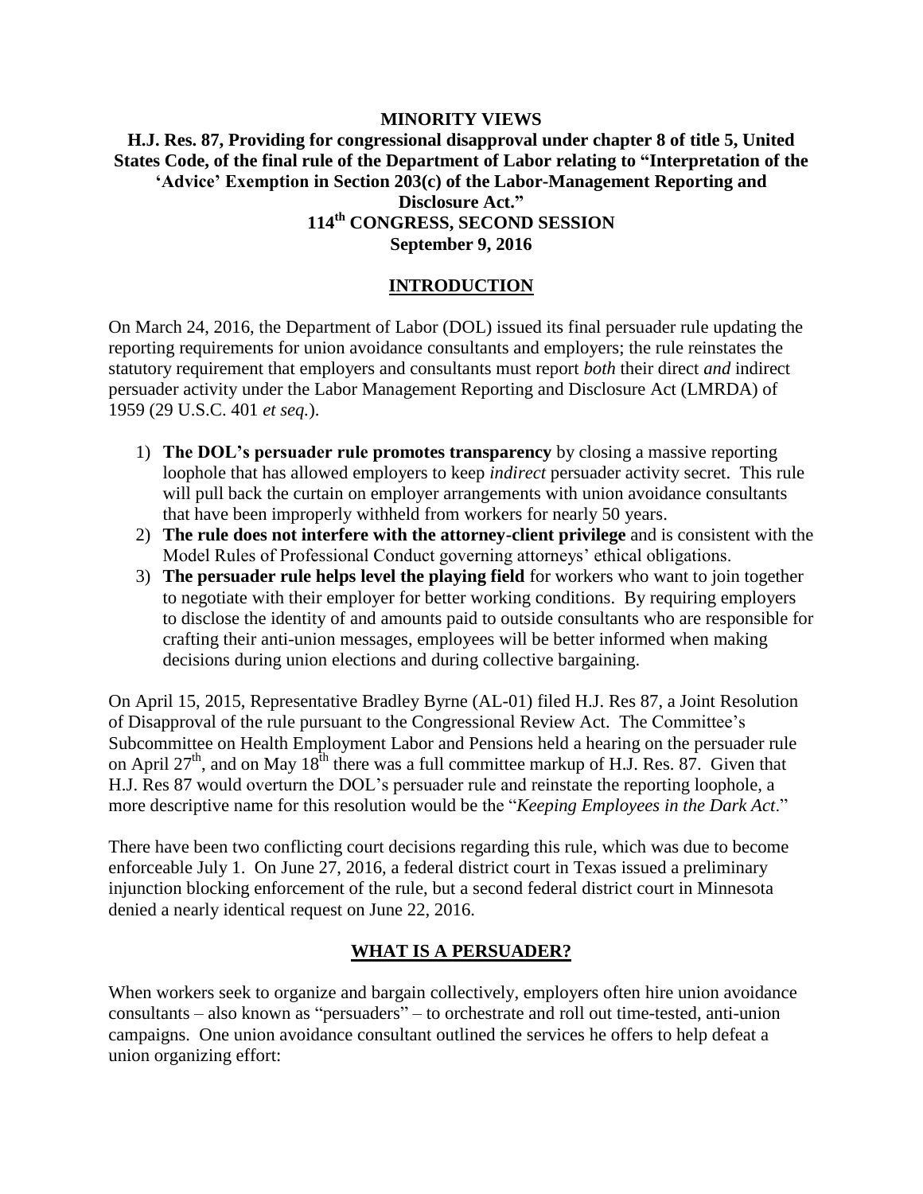**MINORITY VIEWS**

**H.J. Res. 87, Providing for congressional disapproval under chapter 8 of title 5, United States Code, of the final rule of the Department of Labor relating to "Interpretation of the 'Advice' Exemption in Section 203(c) of the Labor-Management Reporting and Disclosure Act."**

**114th CONGRESS, SECOND SESSION**

**September 9, 2016**

## INTRODUCTION

On March 24, 2016, the Department of Labor (DOL) issued its final persuader rule updating the reporting requirements for union avoidance consultants and employers; the rule reinstates the statutory requirement that employers and consultants must report *both* their direct *and* indirect persuader activity under the Labor Management Reporting and Disclosure Act (LMRDA) of 1959 (29 U.S.C. 401 *et seq.*).

1) **The DOL's persuader rule promotes transparency** by closing a massive reporting loophole that has allowed employers to keep *indirect* persuader activity secret. This rule will pull back the curtain on employer arrangements with union avoidance consultants that have been improperly withheld from workers for nearly 50 years.
2) **The rule does not interfere with the attorney-client privilege** and is consistent with the Model Rules of Professional Conduct governing attorneys' ethical obligations.
3) **The persuader rule helps level the playing field** for workers who want to join together to negotiate with their employer for better working conditions. By requiring employers to disclose the identity of and amounts paid to outside consultants who are responsible for crafting their anti-union messages, employees will be better informed when making decisions during union elections and during collective bargaining.

On April 15, 2015, Representative Bradley Byrne (AL-01) filed H.J. Res 87, a Joint Resolution of Disapproval of the rule pursuant to the Congressional Review Act. The Committee's Subcommittee on Health Employment Labor and Pensions held a hearing on the persuader rule on April 27th, and on May 18th there was a full committee markup of H.J. Res. 87. Given that H.J. Res 87 would overturn the DOL's persuader rule and reinstate the reporting loophole, a more descriptive name for this resolution would be the "*Keeping Employees in the Dark Act*."

There have been two conflicting court decisions regarding this rule, which was due to become enforceable July 1. On June 27, 2016, a federal district court in Texas issued a preliminary injunction blocking enforcement of the rule, but a second federal district court in Minnesota denied a nearly identical request on June 22, 2016.

## WHAT IS A PERSUADER?

When workers seek to organize and bargain collectively, employers often hire union avoidance consultants – also known as "persuaders" – to orchestrate and roll out time-tested, anti-union campaigns. One union avoidance consultant outlined the services he offers to help defeat a union organizing effort: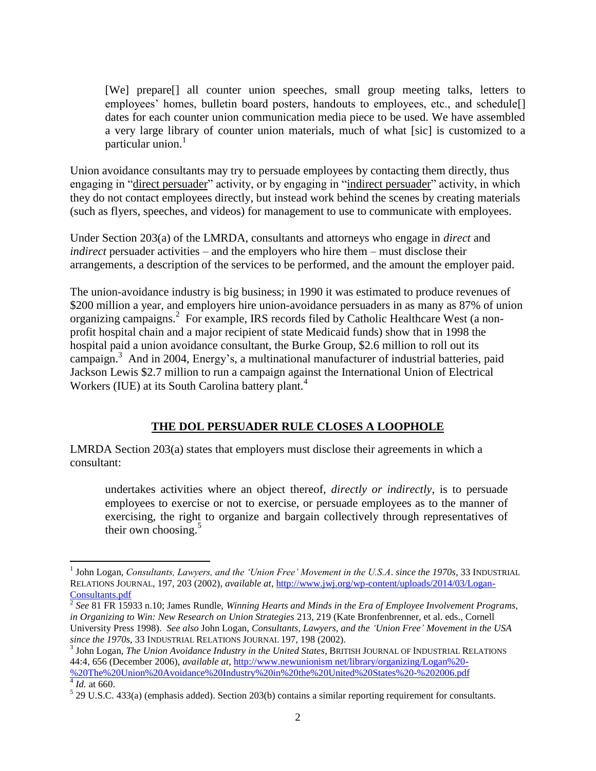> [We] prepare[] all counter union speeches, small group meeting talks, letters to employees' homes, bulletin board posters, handouts to employees, etc., and schedule[] dates for each counter union communication media piece to be used. We have assembled a very large library of counter union materials, much of what [sic] is customized to a particular union.[1]

Union avoidance consultants may try to persuade employees by contacting them directly, thus engaging in "direct persuader" activity, or by engaging in "indirect persuader" activity, in which they do not contact employees directly, but instead work behind the scenes by creating materials (such as flyers, speeches, and videos) for management to use to communicate with employees.

Under Section 203(a) of the LMRDA, consultants and attorneys who engage in *direct* and *indirect* persuader activities – and the employers who hire them – must disclose their arrangements, a description of the services to be performed, and the amount the employer paid.

The union-avoidance industry is big business; in 1990 it was estimated to produce revenues of $200 million a year, and employers hire union-avoidance persuaders in as many as 87% of union organizing campaigns.[2] For example, IRS records filed by Catholic Healthcare West (a non-profit hospital chain and a major recipient of state Medicaid funds) show that in 1998 the hospital paid a union avoidance consultant, the Burke Group, $2.6 million to roll out its campaign.[3] And in 2004, Energy's, a multinational manufacturer of industrial batteries, paid Jackson Lewis $2.7 million to run a campaign against the International Union of Electrical Workers (IUE) at its South Carolina battery plant.[4]

## THE DOL PERSUADER RULE CLOSES A LOOPHOLE

LMRDA Section 203(a) states that employers must disclose their agreements in which a consultant:

> undertakes activities where an object thereof, *directly or indirectly*, is to persuade employees to exercise or not to exercise, or persuade employees as to the manner of exercising, the right to organize and bargain collectively through representatives of their own choosing.[5]

---

[1] John Logan, *Consultants, Lawyers, and the 'Union Free' Movement in the U.S.A. since the 1970s*, 33 INDUSTRIAL RELATIONS JOURNAL, 197, 203 (2002), *available at*, http://www.jwj.org/wp-content/uploads/2014/03/Logan-Consultants.pdf

[2] *See* 81 FR 15933 n.10; James Rundle, *Winning Hearts and Minds in the Era of Employee Involvement Programs, in Organizing to Win: New Research on Union Strategies* 213, 219 (Kate Bronfenbrenner, et al. eds., Cornell University Press 1998). *See also* John Logan, *Consultants, Lawyers, and the 'Union Free' Movement in the USA since the 1970s*, 33 INDUSTRIAL RELATIONS JOURNAL 197, 198 (2002).

[3] John Logan, *The Union Avoidance Industry in the United States*, BRITISH JOURNAL OF INDUSTRIAL RELATIONS 44:4, 656 (December 2006), *available at*, http://www.newunionism net/library/organizing/Logan%20-%20The%20Union%20Avoidance%20Industry%20in%20the%20United%20States%20-%202006.pdf

[4] *Id.* at 660.

[5] 29 U.S.C. 433(a) (emphasis added). Section 203(b) contains a similar reporting requirement for consultants.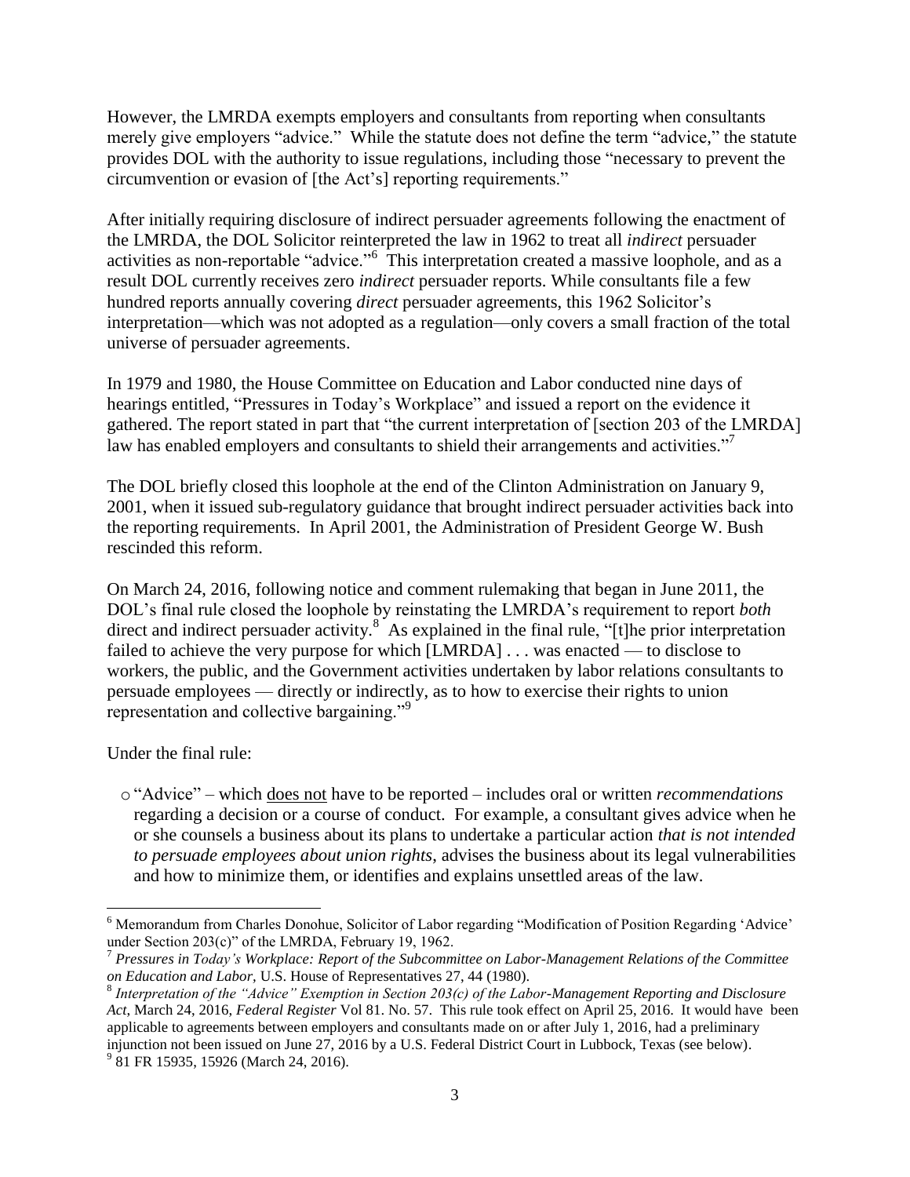However, the LMRDA exempts employers and consultants from reporting when consultants merely give employers "advice." While the statute does not define the term "advice," the statute provides DOL with the authority to issue regulations, including those "necessary to prevent the circumvention or evasion of [the Act's] reporting requirements."

After initially requiring disclosure of indirect persuader agreements following the enactment of the LMRDA, the DOL Solicitor reinterpreted the law in 1962 to treat all *indirect* persuader activities as non-reportable "advice."[6] This interpretation created a massive loophole, and as a result DOL currently receives zero *indirect* persuader reports. While consultants file a few hundred reports annually covering *direct* persuader agreements, this 1962 Solicitor's interpretation—which was not adopted as a regulation—only covers a small fraction of the total universe of persuader agreements.

In 1979 and 1980, the House Committee on Education and Labor conducted nine days of hearings entitled, "Pressures in Today's Workplace" and issued a report on the evidence it gathered. The report stated in part that "the current interpretation of [section 203 of the LMRDA] law has enabled employers and consultants to shield their arrangements and activities."[7]

The DOL briefly closed this loophole at the end of the Clinton Administration on January 9, 2001, when it issued sub-regulatory guidance that brought indirect persuader activities back into the reporting requirements. In April 2001, the Administration of President George W. Bush rescinded this reform.

On March 24, 2016, following notice and comment rulemaking that began in June 2011, the DOL's final rule closed the loophole by reinstating the LMRDA's requirement to report *both* direct and indirect persuader activity.[8] As explained in the final rule, "[t]he prior interpretation failed to achieve the very purpose for which [LMRDA] . . . was enacted — to disclose to workers, the public, and the Government activities undertaken by labor relations consultants to persuade employees — directly or indirectly, as to how to exercise their rights to union representation and collective bargaining."[9]

Under the final rule:

- "Advice" – which <u>does not</u> have to be reported – includes oral or written *recommendations* regarding a decision or a course of conduct. For example, a consultant gives advice when he or she counsels a business about its plans to undertake a particular action *that is not intended to persuade employees about union rights*, advises the business about its legal vulnerabilities and how to minimize them, or identifies and explains unsettled areas of the law.

---

[6] Memorandum from Charles Donohue, Solicitor of Labor regarding "Modification of Position Regarding 'Advice' under Section 203(c)" of the LMRDA, February 19, 1962.

[7] *Pressures in Today's Workplace: Report of the Subcommittee on Labor-Management Relations of the Committee on Education and Labor,* U.S. House of Representatives 27, 44 (1980).

[8] *Interpretation of the "Advice" Exemption in Section 203(c) of the Labor-Management Reporting and Disclosure Act,* March 24, 2016, *Federal Register* Vol 81. No. 57. This rule took effect on April 25, 2016. It would have been applicable to agreements between employers and consultants made on or after July 1, 2016, had a preliminary injunction not been issued on June 27, 2016 by a U.S. Federal District Court in Lubbock, Texas (see below).

[9] 81 FR 15935, 15926 (March 24, 2016).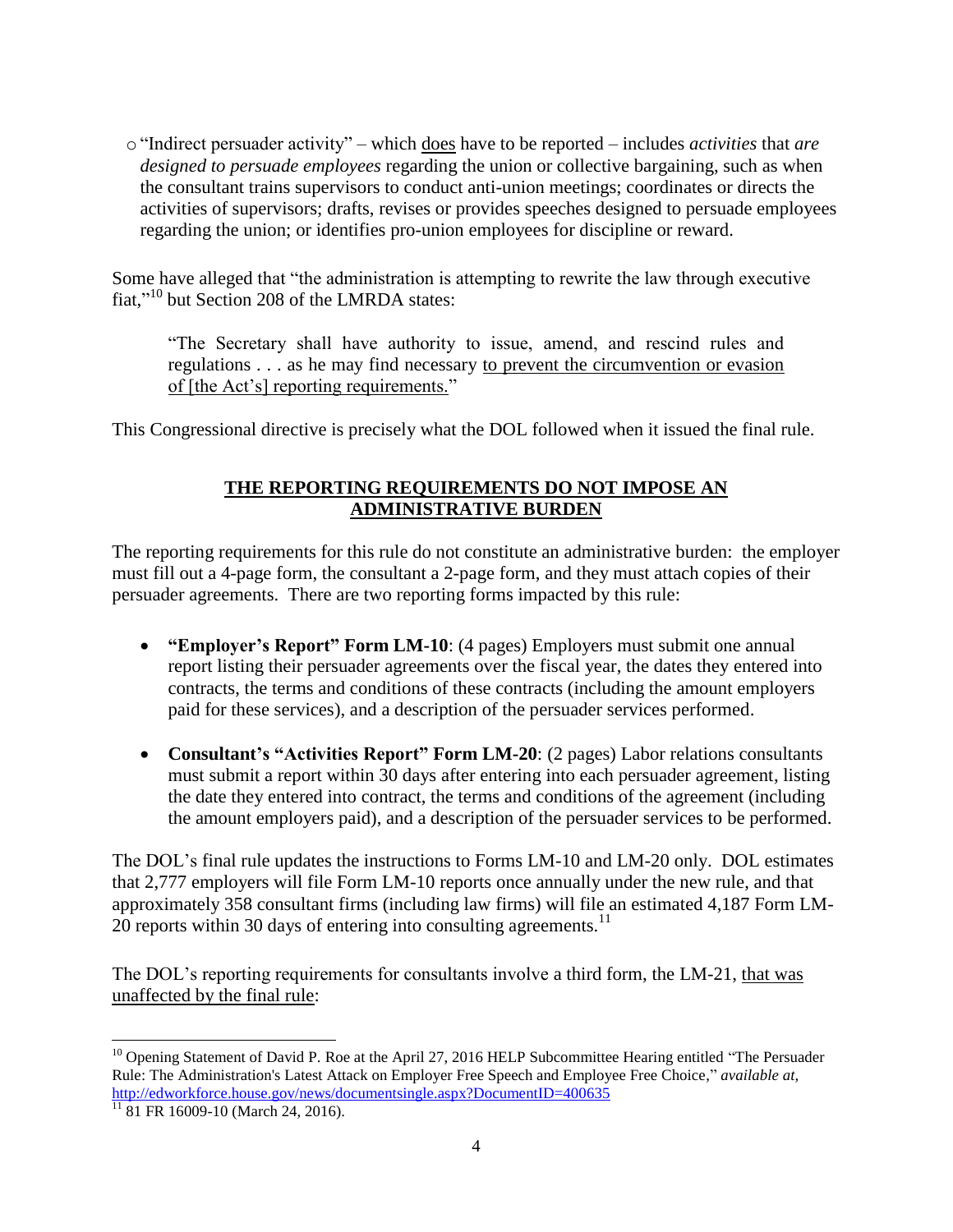- "Indirect persuader activity" – which does have to be reported – includes *activities* that *are designed to persuade employees* regarding the union or collective bargaining, such as when the consultant trains supervisors to conduct anti-union meetings; coordinates or directs the activities of supervisors; drafts, revises or provides speeches designed to persuade employees regarding the union; or identifies pro-union employees for discipline or reward.

Some have alleged that "the administration is attempting to rewrite the law through executive fiat,"[10] but Section 208 of the LMRDA states:

> "The Secretary shall have authority to issue, amend, and rescind rules and regulations . . . as he may find necessary to prevent the circumvention or evasion of [the Act's] reporting requirements."

This Congressional directive is precisely what the DOL followed when it issued the final rule.

## THE REPORTING REQUIREMENTS DO NOT IMPOSE AN ADMINISTRATIVE BURDEN

The reporting requirements for this rule do not constitute an administrative burden: the employer must fill out a 4-page form, the consultant a 2-page form, and they must attach copies of their persuader agreements. There are two reporting forms impacted by this rule:

- **"Employer's Report" Form LM-10**: (4 pages) Employers must submit one annual report listing their persuader agreements over the fiscal year, the dates they entered into contracts, the terms and conditions of these contracts (including the amount employers paid for these services), and a description of the persuader services performed.
- **Consultant's "Activities Report" Form LM-20**: (2 pages) Labor relations consultants must submit a report within 30 days after entering into each persuader agreement, listing the date they entered into contract, the terms and conditions of the agreement (including the amount employers paid), and a description of the persuader services to be performed.

The DOL's final rule updates the instructions to Forms LM-10 and LM-20 only. DOL estimates that 2,777 employers will file Form LM-10 reports once annually under the new rule, and that approximately 358 consultant firms (including law firms) will file an estimated 4,187 Form LM-20 reports within 30 days of entering into consulting agreements.[11]

The DOL's reporting requirements for consultants involve a third form, the LM-21, that was unaffected by the final rule:

---

[10] Opening Statement of David P. Roe at the April 27, 2016 HELP Subcommittee Hearing entitled "The Persuader Rule: The Administration's Latest Attack on Employer Free Speech and Employee Free Choice," *available at*, http://edworkforce.house.gov/news/documentsingle.aspx?DocumentID=400635

[11] 81 FR 16009-10 (March 24, 2016).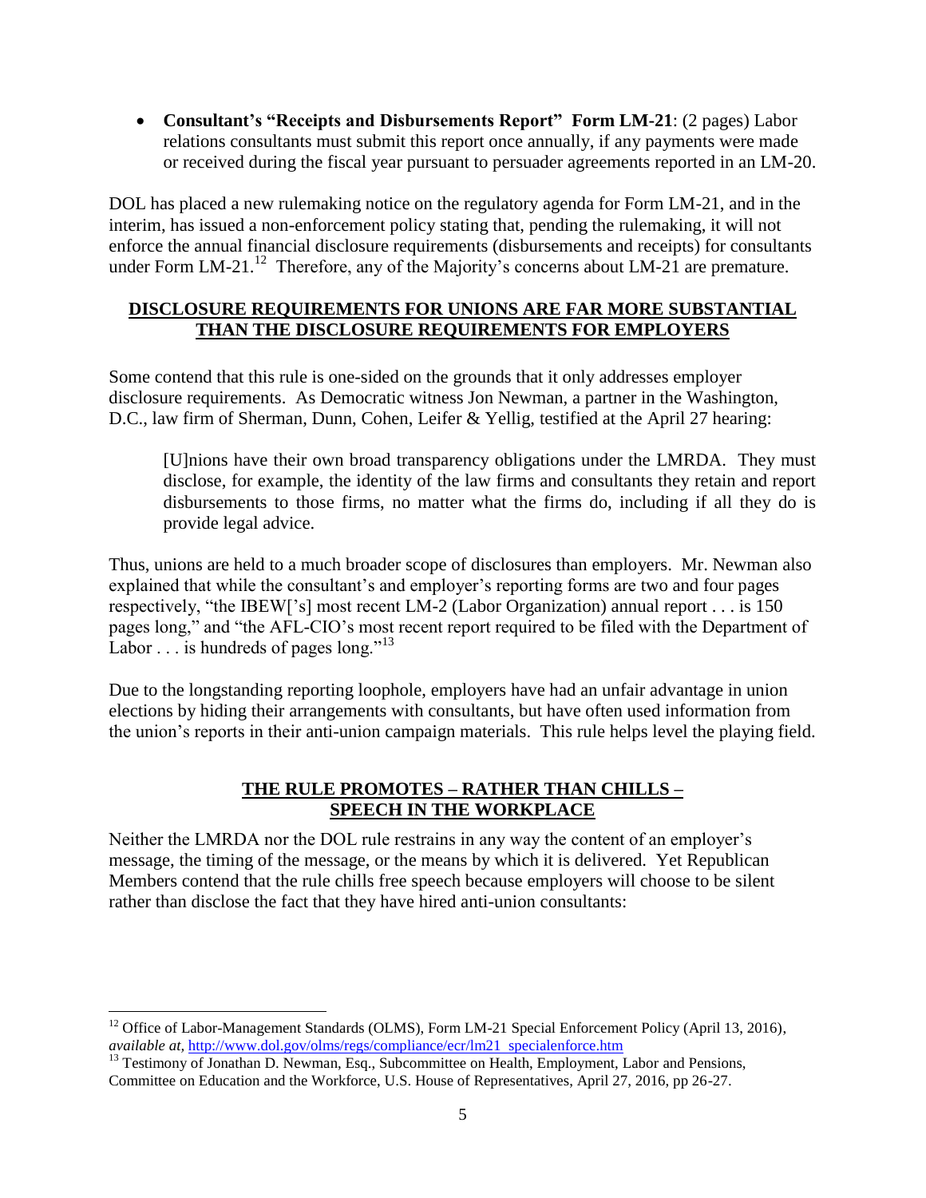- **Consultant's "Receipts and Disbursements Report" Form LM-21**: (2 pages) Labor relations consultants must submit this report once annually, if any payments were made or received during the fiscal year pursuant to persuader agreements reported in an LM-20.

DOL has placed a new rulemaking notice on the regulatory agenda for Form LM-21, and in the interim, has issued a non-enforcement policy stating that, pending the rulemaking, it will not enforce the annual financial disclosure requirements (disbursements and receipts) for consultants under Form LM-21.[12] Therefore, any of the Majority's concerns about LM-21 are premature.

## DISCLOSURE REQUIREMENTS FOR UNIONS ARE FAR MORE SUBSTANTIAL THAN THE DISCLOSURE REQUIREMENTS FOR EMPLOYERS

Some contend that this rule is one-sided on the grounds that it only addresses employer disclosure requirements. As Democratic witness Jon Newman, a partner in the Washington, D.C., law firm of Sherman, Dunn, Cohen, Leifer & Yellig, testified at the April 27 hearing:

> [U]nions have their own broad transparency obligations under the LMRDA. They must disclose, for example, the identity of the law firms and consultants they retain and report disbursements to those firms, no matter what the firms do, including if all they do is provide legal advice.

Thus, unions are held to a much broader scope of disclosures than employers. Mr. Newman also explained that while the consultant's and employer's reporting forms are two and four pages respectively, "the IBEW['s] most recent LM-2 (Labor Organization) annual report . . . is 150 pages long," and "the AFL-CIO's most recent report required to be filed with the Department of Labor . . . is hundreds of pages long."[13]

Due to the longstanding reporting loophole, employers have had an unfair advantage in union elections by hiding their arrangements with consultants, but have often used information from the union's reports in their anti-union campaign materials. This rule helps level the playing field.

## THE RULE PROMOTES – RATHER THAN CHILLS – SPEECH IN THE WORKPLACE

Neither the LMRDA nor the DOL rule restrains in any way the content of an employer's message, the timing of the message, or the means by which it is delivered. Yet Republican Members contend that the rule chills free speech because employers will choose to be silent rather than disclose the fact that they have hired anti-union consultants:

---

[12] Office of Labor-Management Standards (OLMS), Form LM-21 Special Enforcement Policy (April 13, 2016), *available at*, http://www.dol.gov/olms/regs/compliance/ecr/lm21_specialenforce.htm

[13] Testimony of Jonathan D. Newman, Esq., Subcommittee on Health, Employment, Labor and Pensions, Committee on Education and the Workforce, U.S. House of Representatives, April 27, 2016, pp 26-27.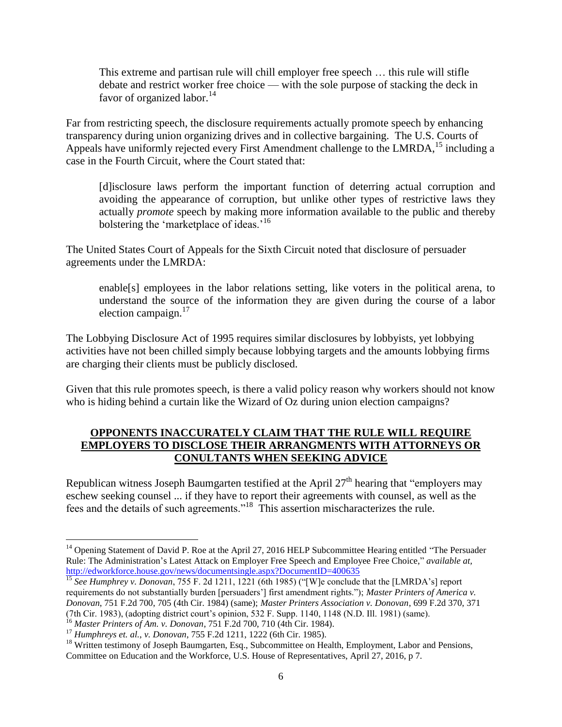> This extreme and partisan rule will chill employer free speech … this rule will stifle debate and restrict worker free choice — with the sole purpose of stacking the deck in favor of organized labor.[14]

Far from restricting speech, the disclosure requirements actually promote speech by enhancing transparency during union organizing drives and in collective bargaining. The U.S. Courts of Appeals have uniformly rejected every First Amendment challenge to the LMRDA,[15] including a case in the Fourth Circuit, where the Court stated that:

> [d]isclosure laws perform the important function of deterring actual corruption and avoiding the appearance of corruption, but unlike other types of restrictive laws they actually *promote* speech by making more information available to the public and thereby bolstering the 'marketplace of ideas.'[16]

The United States Court of Appeals for the Sixth Circuit noted that disclosure of persuader agreements under the LMRDA:

> enable[s] employees in the labor relations setting, like voters in the political arena, to understand the source of the information they are given during the course of a labor election campaign.[17]

The Lobbying Disclosure Act of 1995 requires similar disclosures by lobbyists, yet lobbying activities have not been chilled simply because lobbying targets and the amounts lobbying firms are charging their clients must be publicly disclosed.

Given that this rule promotes speech, is there a valid policy reason why workers should not know who is hiding behind a curtain like the Wizard of Oz during union election campaigns?

## **OPPONENTS INACCURATELY CLAIM THAT THE RULE WILL REQUIRE EMPLOYERS TO DISCLOSE THEIR ARRANGMENTS WITH ATTORNEYS OR CONULTANTS WHEN SEEKING ADVICE**

Republican witness Joseph Baumgarten testified at the April 27th hearing that "employers may eschew seeking counsel ... if they have to report their agreements with counsel, as well as the fees and the details of such agreements."[18] This assertion mischaracterizes the rule.

---

[14] Opening Statement of David P. Roe at the April 27, 2016 HELP Subcommittee Hearing entitled "The Persuader Rule: The Administration's Latest Attack on Employer Free Speech and Employee Free Choice," *available at*, http://edworkforce.house.gov/news/documentsingle.aspx?DocumentID=400635

[15] *See Humphrey v. Donovan*, 755 F. 2d 1211, 1221 (6th 1985) ("[W]e conclude that the [LMRDA's] report requirements do not substantially burden [persuaders'] first amendment rights."); *Master Printers of America v. Donovan*, 751 F.2d 700, 705 (4th Cir. 1984) (same); *Master Printers Association v. Donovan*, 699 F.2d 370, 371 (7th Cir. 1983), (adopting district court's opinion, 532 F. Supp. 1140, 1148 (N.D. Ill. 1981) (same).

[16] *Master Printers of Am. v. Donovan*, 751 F.2d 700, 710 (4th Cir. 1984).

[17] *Humphreys et. al., v. Donovan*, 755 F.2d 1211, 1222 (6th Cir. 1985).

[18] Written testimony of Joseph Baumgarten, Esq., Subcommittee on Health, Employment, Labor and Pensions, Committee on Education and the Workforce, U.S. House of Representatives, April 27, 2016, p 7.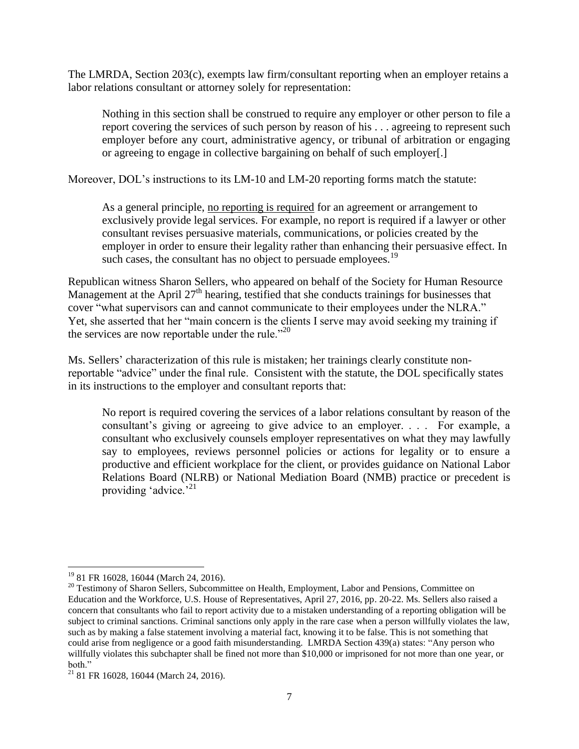The LMRDA, Section 203(c), exempts law firm/consultant reporting when an employer retains a labor relations consultant or attorney solely for representation:

> Nothing in this section shall be construed to require any employer or other person to file a report covering the services of such person by reason of his . . . agreeing to represent such employer before any court, administrative agency, or tribunal of arbitration or engaging or agreeing to engage in collective bargaining on behalf of such employer[.]

Moreover, DOL's instructions to its LM-10 and LM-20 reporting forms match the statute:

> As a general principle, no reporting is required for an agreement or arrangement to exclusively provide legal services. For example, no report is required if a lawyer or other consultant revises persuasive materials, communications, or policies created by the employer in order to ensure their legality rather than enhancing their persuasive effect. In such cases, the consultant has no object to persuade employees.[19]

Republican witness Sharon Sellers, who appeared on behalf of the Society for Human Resource Management at the April 27th hearing, testified that she conducts trainings for businesses that cover "what supervisors can and cannot communicate to their employees under the NLRA." Yet, she asserted that her "main concern is the clients I serve may avoid seeking my training if the services are now reportable under the rule."[20]

Ms. Sellers' characterization of this rule is mistaken; her trainings clearly constitute non-reportable "advice" under the final rule. Consistent with the statute, the DOL specifically states in its instructions to the employer and consultant reports that:

> No report is required covering the services of a labor relations consultant by reason of the consultant's giving or agreeing to give advice to an employer. . . . For example, a consultant who exclusively counsels employer representatives on what they may lawfully say to employees, reviews personnel policies or actions for legality or to ensure a productive and efficient workplace for the client, or provides guidance on National Labor Relations Board (NLRB) or National Mediation Board (NMB) practice or precedent is providing 'advice.'[21]

---

[19] 81 FR 16028, 16044 (March 24, 2016).

[20] Testimony of Sharon Sellers, Subcommittee on Health, Employment, Labor and Pensions, Committee on Education and the Workforce, U.S. House of Representatives, April 27, 2016, pp. 20-22. Ms. Sellers also raised a concern that consultants who fail to report activity due to a mistaken understanding of a reporting obligation will be subject to criminal sanctions. Criminal sanctions only apply in the rare case when a person willfully violates the law, such as by making a false statement involving a material fact, knowing it to be false. This is not something that could arise from negligence or a good faith misunderstanding. LMRDA Section 439(a) states: "Any person who willfully violates this subchapter shall be fined not more than $10,000 or imprisoned for not more than one year, or both."

[21] 81 FR 16028, 16044 (March 24, 2016).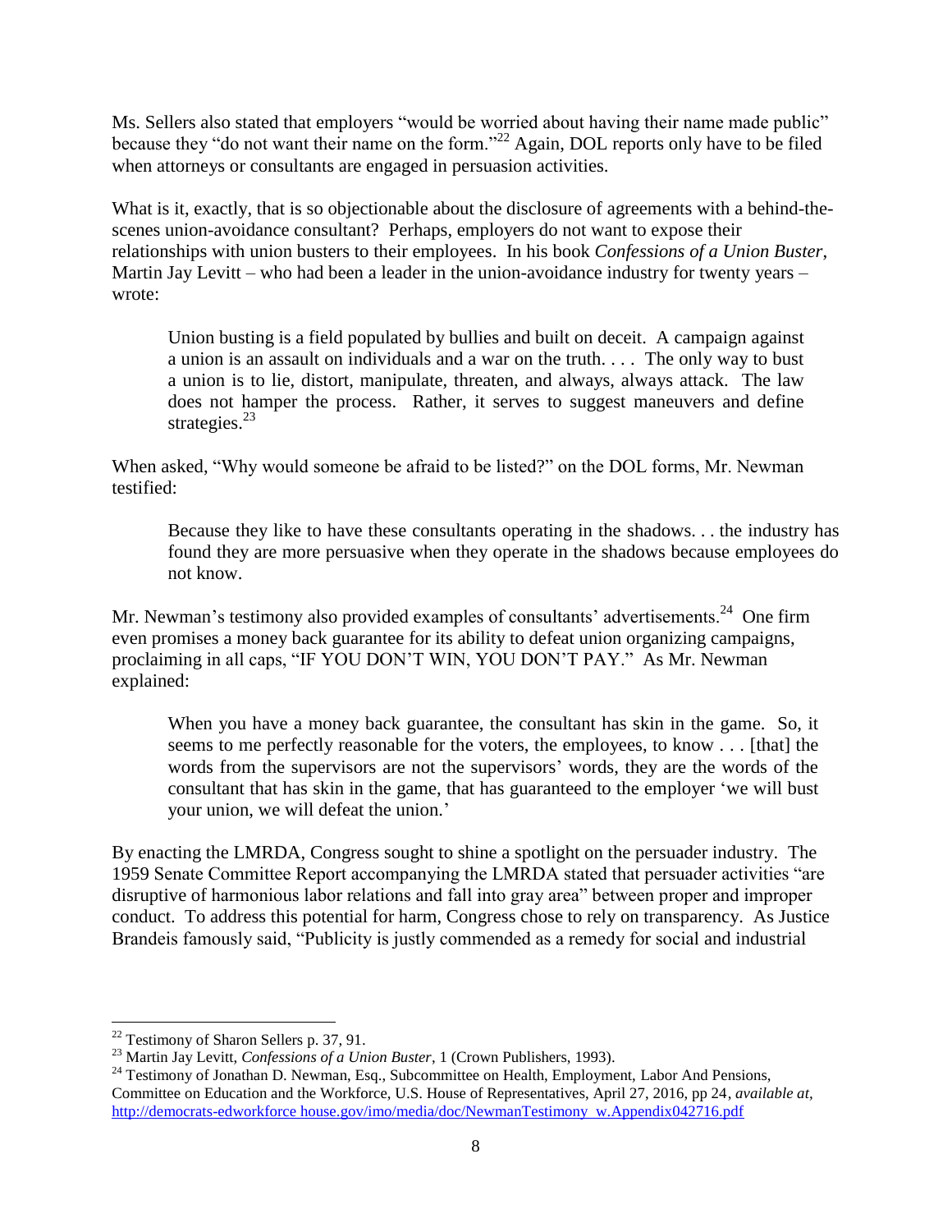Ms. Sellers also stated that employers "would be worried about having their name made public" because they "do not want their name on the form."[22] Again, DOL reports only have to be filed when attorneys or consultants are engaged in persuasion activities.

What is it, exactly, that is so objectionable about the disclosure of agreements with a behind-the-scenes union-avoidance consultant? Perhaps, employers do not want to expose their relationships with union busters to their employees. In his book *Confessions of a Union Buster*, Martin Jay Levitt – who had been a leader in the union-avoidance industry for twenty years – wrote:

> Union busting is a field populated by bullies and built on deceit. A campaign against a union is an assault on individuals and a war on the truth. . . . The only way to bust a union is to lie, distort, manipulate, threaten, and always, always attack. The law does not hamper the process. Rather, it serves to suggest maneuvers and define strategies.[23]

When asked, "Why would someone be afraid to be listed?" on the DOL forms, Mr. Newman testified:

> Because they like to have these consultants operating in the shadows. . . the industry has found they are more persuasive when they operate in the shadows because employees do not know.

Mr. Newman's testimony also provided examples of consultants' advertisements.[24] One firm even promises a money back guarantee for its ability to defeat union organizing campaigns, proclaiming in all caps, "IF YOU DON'T WIN, YOU DON'T PAY." As Mr. Newman explained:

> When you have a money back guarantee, the consultant has skin in the game. So, it seems to me perfectly reasonable for the voters, the employees, to know . . . [that] the words from the supervisors are not the supervisors' words, they are the words of the consultant that has skin in the game, that has guaranteed to the employer 'we will bust your union, we will defeat the union.'

By enacting the LMRDA, Congress sought to shine a spotlight on the persuader industry. The 1959 Senate Committee Report accompanying the LMRDA stated that persuader activities "are disruptive of harmonious labor relations and fall into gray area" between proper and improper conduct. To address this potential for harm, Congress chose to rely on transparency. As Justice Brandeis famously said, "Publicity is justly commended as a remedy for social and industrial

---

[22] Testimony of Sharon Sellers p. 37, 91.

[23] Martin Jay Levitt, *Confessions of a Union Buster*, 1 (Crown Publishers, 1993).

[24] Testimony of Jonathan D. Newman, Esq., Subcommittee on Health, Employment, Labor And Pensions, Committee on Education and the Workforce, U.S. House of Representatives, April 27, 2016, pp 24, *available at*, http://democrats-edworkforce house.gov/imo/media/doc/NewmanTestimony_w.Appendix042716.pdf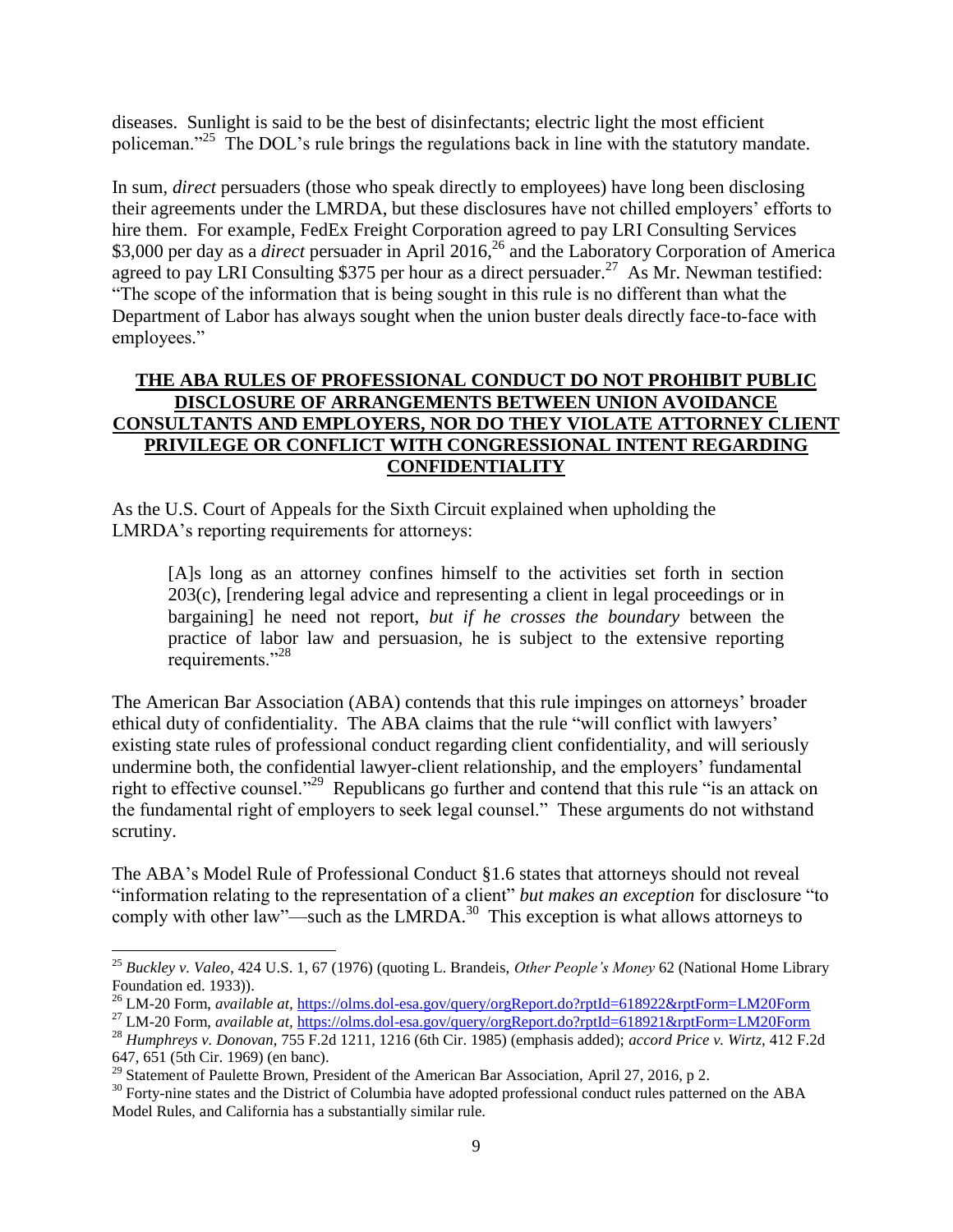diseases. Sunlight is said to be the best of disinfectants; electric light the most efficient policeman."[25] The DOL's rule brings the regulations back in line with the statutory mandate.

In sum, *direct* persuaders (those who speak directly to employees) have long been disclosing their agreements under the LMRDA, but these disclosures have not chilled employers' efforts to hire them. For example, FedEx Freight Corporation agreed to pay LRI Consulting Services $3,000 per day as a *direct* persuader in April 2016,[26] and the Laboratory Corporation of America agreed to pay LRI Consulting $375 per hour as a direct persuader.[27] As Mr. Newman testified: "The scope of the information that is being sought in this rule is no different than what the Department of Labor has always sought when the union buster deals directly face-to-face with employees."

## THE ABA RULES OF PROFESSIONAL CONDUCT DO NOT PROHIBIT PUBLIC DISCLOSURE OF ARRANGEMENTS BETWEEN UNION AVOIDANCE CONSULTANTS AND EMPLOYERS, NOR DO THEY VIOLATE ATTORNEY CLIENT PRIVILEGE OR CONFLICT WITH CONGRESSIONAL INTENT REGARDING CONFIDENTIALITY

As the U.S. Court of Appeals for the Sixth Circuit explained when upholding the LMRDA's reporting requirements for attorneys:

> [A]s long as an attorney confines himself to the activities set forth in section 203(c), [rendering legal advice and representing a client in legal proceedings or in bargaining] he need not report, *but if he crosses the boundary* between the practice of labor law and persuasion, he is subject to the extensive reporting requirements."[28]

The American Bar Association (ABA) contends that this rule impinges on attorneys' broader ethical duty of confidentiality. The ABA claims that the rule "will conflict with lawyers' existing state rules of professional conduct regarding client confidentiality, and will seriously undermine both, the confidential lawyer-client relationship, and the employers' fundamental right to effective counsel."[29] Republicans go further and contend that this rule "is an attack on the fundamental right of employers to seek legal counsel." These arguments do not withstand scrutiny.

The ABA's Model Rule of Professional Conduct §1.6 states that attorneys should not reveal "information relating to the representation of a client" *but makes an exception* for disclosure "to comply with other law"—such as the LMRDA.[30] This exception is what allows attorneys to

---

[25] *Buckley v. Valeo*, 424 U.S. 1, 67 (1976) (quoting L. Brandeis, *Other People's Money* 62 (National Home Library Foundation ed. 1933)).

[26] LM-20 Form, *available at*, https://olms.dol-esa.gov/query/orgReport.do?rptId=618922&rptForm=LM20Form

[27] LM-20 Form, *available at*, https://olms.dol-esa.gov/query/orgReport.do?rptId=618921&rptForm=LM20Form

[28] *Humphreys v. Donovan*, 755 F.2d 1211, 1216 (6th Cir. 1985) (emphasis added); *accord Price v. Wirtz*, 412 F.2d 647, 651 (5th Cir. 1969) (en banc).

[29] Statement of Paulette Brown, President of the American Bar Association, April 27, 2016, p 2.

[30] Forty-nine states and the District of Columbia have adopted professional conduct rules patterned on the ABA Model Rules, and California has a substantially similar rule.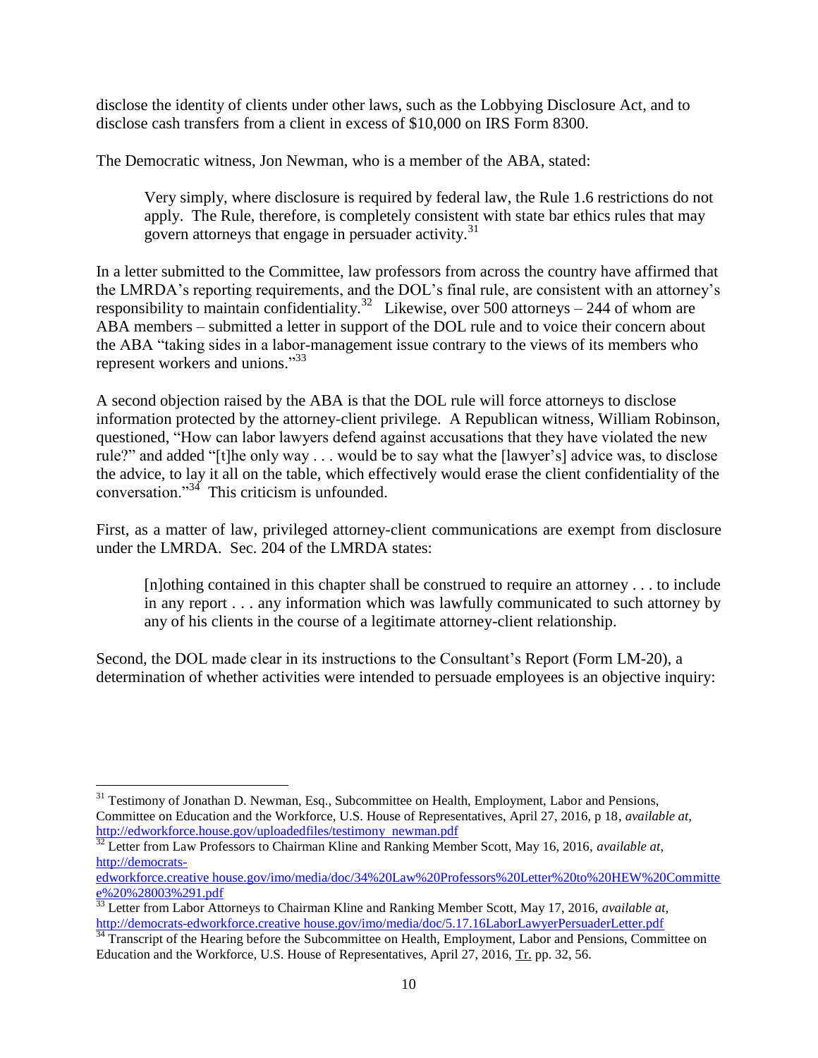disclose the identity of clients under other laws, such as the Lobbying Disclosure Act, and to disclose cash transfers from a client in excess of $10,000 on IRS Form 8300.

The Democratic witness, Jon Newman, who is a member of the ABA, stated:

> Very simply, where disclosure is required by federal law, the Rule 1.6 restrictions do not apply. The Rule, therefore, is completely consistent with state bar ethics rules that may govern attorneys that engage in persuader activity.[31]

In a letter submitted to the Committee, law professors from across the country have affirmed that the LMRDA's reporting requirements, and the DOL's final rule, are consistent with an attorney's responsibility to maintain confidentiality.[32] Likewise, over 500 attorneys – 244 of whom are ABA members – submitted a letter in support of the DOL rule and to voice their concern about the ABA "taking sides in a labor-management issue contrary to the views of its members who represent workers and unions."[33]

A second objection raised by the ABA is that the DOL rule will force attorneys to disclose information protected by the attorney-client privilege. A Republican witness, William Robinson, questioned, "How can labor lawyers defend against accusations that they have violated the new rule?" and added "[t]he only way . . . would be to say what the [lawyer's] advice was, to disclose the advice, to lay it all on the table, which effectively would erase the client confidentiality of the conversation."[34] This criticism is unfounded.

First, as a matter of law, privileged attorney-client communications are exempt from disclosure under the LMRDA. Sec. 204 of the LMRDA states:

> [n]othing contained in this chapter shall be construed to require an attorney . . . to include in any report . . . any information which was lawfully communicated to such attorney by any of his clients in the course of a legitimate attorney-client relationship.

Second, the DOL made clear in its instructions to the Consultant's Report (Form LM-20), a determination of whether activities were intended to persuade employees is an objective inquiry:

---

[31] Testimony of Jonathan D. Newman, Esq., Subcommittee on Health, Employment, Labor and Pensions, Committee on Education and the Workforce, U.S. House of Representatives, April 27, 2016, p 18, *available at,* http://edworkforce.house.gov/uploadedfiles/testimony_newman.pdf

[32] Letter from Law Professors to Chairman Kline and Ranking Member Scott, May 16, 2016, *available at,* http://democrats-edworkforce.creative house.gov/imo/media/doc/34%20Law%20Professors%20Letter%20to%20HEW%20Committee%20%28003%291.pdf

[33] Letter from Labor Attorneys to Chairman Kline and Ranking Member Scott, May 17, 2016, *available at,* http://democrats-edworkforce.creative house.gov/imo/media/doc/5.17.16LaborLawyerPersuaderLetter.pdf

[34] Transcript of the Hearing before the Subcommittee on Health, Employment, Labor and Pensions, Committee on Education and the Workforce, U.S. House of Representatives, April 27, 2016, Tr. pp. 32, 56.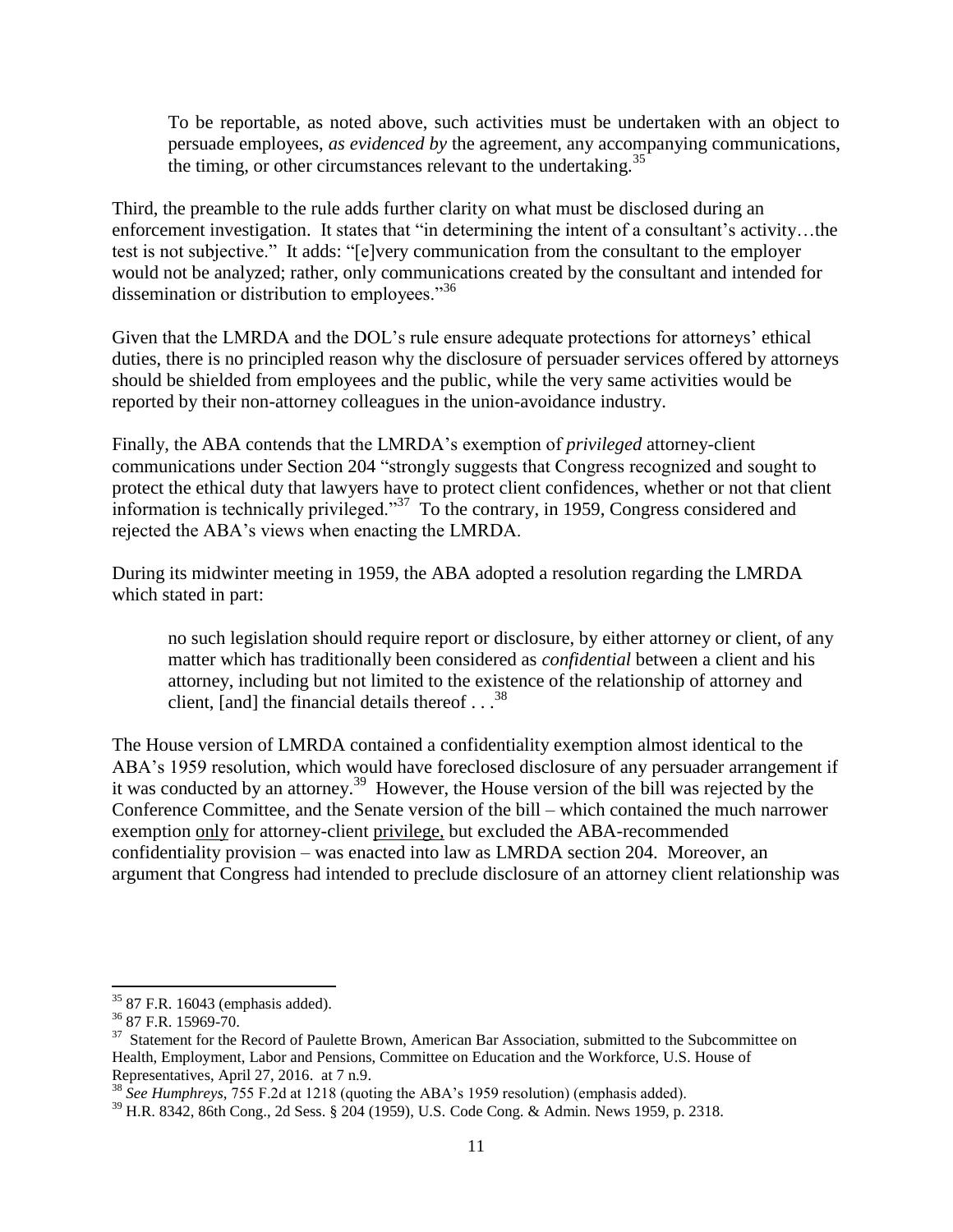> To be reportable, as noted above, such activities must be undertaken with an object to persuade employees, *as evidenced by* the agreement, any accompanying communications, the timing, or other circumstances relevant to the undertaking.[35]

Third, the preamble to the rule adds further clarity on what must be disclosed during an enforcement investigation. It states that "in determining the intent of a consultant's activity…the test is not subjective." It adds: "[e]very communication from the consultant to the employer would not be analyzed; rather, only communications created by the consultant and intended for dissemination or distribution to employees."[36]

Given that the LMRDA and the DOL's rule ensure adequate protections for attorneys' ethical duties, there is no principled reason why the disclosure of persuader services offered by attorneys should be shielded from employees and the public, while the very same activities would be reported by their non-attorney colleagues in the union-avoidance industry.

Finally, the ABA contends that the LMRDA's exemption of *privileged* attorney-client communications under Section 204 "strongly suggests that Congress recognized and sought to protect the ethical duty that lawyers have to protect client confidences, whether or not that client information is technically privileged."[37] To the contrary, in 1959, Congress considered and rejected the ABA's views when enacting the LMRDA.

During its midwinter meeting in 1959, the ABA adopted a resolution regarding the LMRDA which stated in part:

> no such legislation should require report or disclosure, by either attorney or client, of any matter which has traditionally been considered as *confidential* between a client and his attorney, including but not limited to the existence of the relationship of attorney and client, [and] the financial details thereof . . .[38]

The House version of LMRDA contained a confidentiality exemption almost identical to the ABA's 1959 resolution, which would have foreclosed disclosure of any persuader arrangement if it was conducted by an attorney.[39] However, the House version of the bill was rejected by the Conference Committee, and the Senate version of the bill – which contained the much narrower exemption <u>only</u> for attorney-client <u>privilege,</u> but excluded the ABA-recommended confidentiality provision – was enacted into law as LMRDA section 204. Moreover, an argument that Congress had intended to preclude disclosure of an attorney client relationship was

---

[35] 87 F.R. 16043 (emphasis added).

[36] 87 F.R. 15969-70.

[37] Statement for the Record of Paulette Brown, American Bar Association, submitted to the Subcommittee on Health, Employment, Labor and Pensions, Committee on Education and the Workforce, U.S. House of Representatives, April 27, 2016. at 7 n.9.

[38] *See Humphreys*, 755 F.2d at 1218 (quoting the ABA's 1959 resolution) (emphasis added).

[39] H.R. 8342, 86th Cong., 2d Sess. § 204 (1959), U.S. Code Cong. & Admin. News 1959, p. 2318.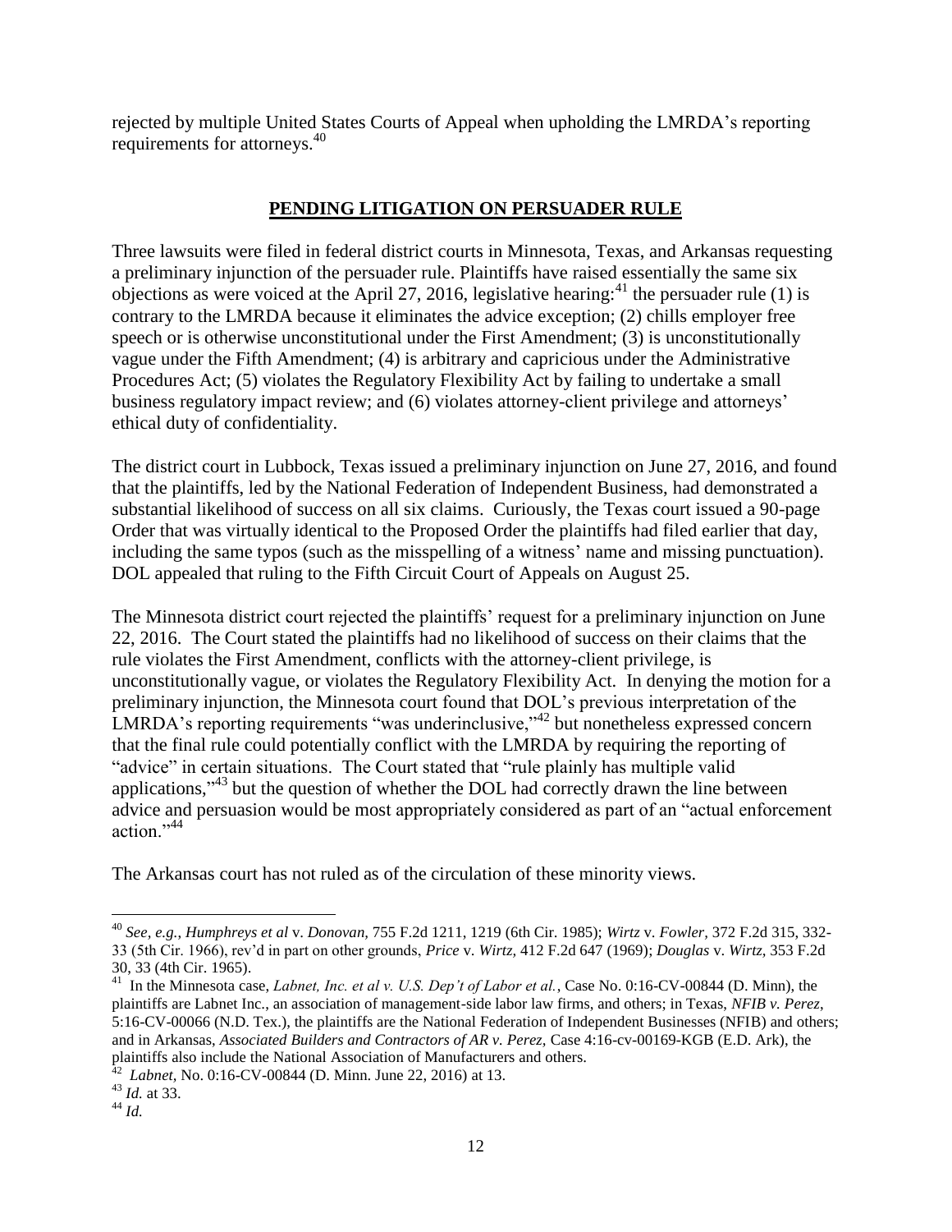rejected by multiple United States Courts of Appeal when upholding the LMRDA's reporting requirements for attorneys.[40]

## PENDING LITIGATION ON PERSUADER RULE

Three lawsuits were filed in federal district courts in Minnesota, Texas, and Arkansas requesting a preliminary injunction of the persuader rule. Plaintiffs have raised essentially the same six objections as were voiced at the April 27, 2016, legislative hearing:[41] the persuader rule (1) is contrary to the LMRDA because it eliminates the advice exception; (2) chills employer free speech or is otherwise unconstitutional under the First Amendment; (3) is unconstitutionally vague under the Fifth Amendment; (4) is arbitrary and capricious under the Administrative Procedures Act; (5) violates the Regulatory Flexibility Act by failing to undertake a small business regulatory impact review; and (6) violates attorney-client privilege and attorneys' ethical duty of confidentiality.

The district court in Lubbock, Texas issued a preliminary injunction on June 27, 2016, and found that the plaintiffs, led by the National Federation of Independent Business, had demonstrated a substantial likelihood of success on all six claims. Curiously, the Texas court issued a 90-page Order that was virtually identical to the Proposed Order the plaintiffs had filed earlier that day, including the same typos (such as the misspelling of a witness' name and missing punctuation). DOL appealed that ruling to the Fifth Circuit Court of Appeals on August 25.

The Minnesota district court rejected the plaintiffs' request for a preliminary injunction on June 22, 2016. The Court stated the plaintiffs had no likelihood of success on their claims that the rule violates the First Amendment, conflicts with the attorney-client privilege, is unconstitutionally vague, or violates the Regulatory Flexibility Act. In denying the motion for a preliminary injunction, the Minnesota court found that DOL's previous interpretation of the LMRDA's reporting requirements "was underinclusive,"[42] but nonetheless expressed concern that the final rule could potentially conflict with the LMRDA by requiring the reporting of "advice" in certain situations. The Court stated that "rule plainly has multiple valid applications,"[43] but the question of whether the DOL had correctly drawn the line between advice and persuasion would be most appropriately considered as part of an "actual enforcement action."[44]

The Arkansas court has not ruled as of the circulation of these minority views.

---

[40] *See, e.g.*, *Humphreys et al* v. *Donovan,* 755 F.2d 1211, 1219 (6th Cir. 1985); *Wirtz* v. *Fowler,* 372 F.2d 315, 332-33 (5th Cir. 1966), rev'd in part on other grounds, *Price* v. *Wirtz,* 412 F.2d 647 (1969); *Douglas* v. *Wirtz,* 353 F.2d 30, 33 (4th Cir. 1965).

[41] In the Minnesota case, *Labnet, Inc. et al v. U.S. Dep't of Labor et al.*, Case No. 0:16-CV-00844 (D. Minn), the plaintiffs are Labnet Inc., an association of management-side labor law firms, and others; in Texas, *NFIB v. Perez*, 5:16-CV-00066 (N.D. Tex.), the plaintiffs are the National Federation of Independent Businesses (NFIB) and others; and in Arkansas, *Associated Builders and Contractors of AR v. Perez,* Case 4:16-cv-00169-KGB (E.D. Ark), the plaintiffs also include the National Association of Manufacturers and others.

[42] *Labnet*, No. 0:16-CV-00844 (D. Minn. June 22, 2016) at 13.

[43] *Id.* at 33.

[44] *Id.*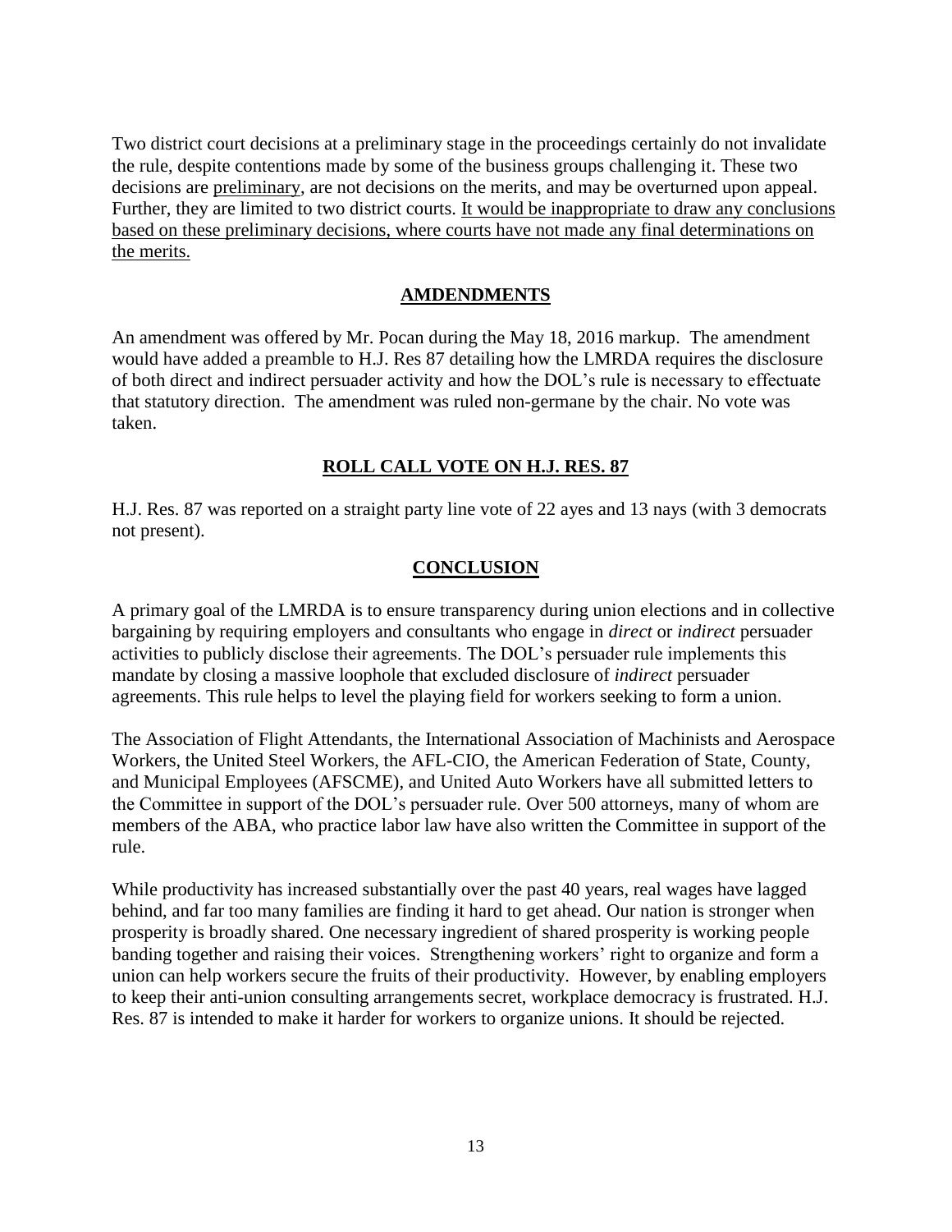Two district court decisions at a preliminary stage in the proceedings certainly do not invalidate the rule, despite contentions made by some of the business groups challenging it. These two decisions are <u>preliminary</u>, are not decisions on the merits, and may be overturned upon appeal. Further, they are limited to two district courts. <u>It would be inappropriate to draw any conclusions based on these preliminary decisions, where courts have not made any final determinations on the merits.</u>

## AMDENDMENTS

An amendment was offered by Mr. Pocan during the May 18, 2016 markup. The amendment would have added a preamble to H.J. Res 87 detailing how the LMRDA requires the disclosure of both direct and indirect persuader activity and how the DOL's rule is necessary to effectuate that statutory direction. The amendment was ruled non-germane by the chair. No vote was taken.

## ROLL CALL VOTE ON H.J. RES. 87

H.J. Res. 87 was reported on a straight party line vote of 22 ayes and 13 nays (with 3 democrats not present).

## CONCLUSION

A primary goal of the LMRDA is to ensure transparency during union elections and in collective bargaining by requiring employers and consultants who engage in *direct* or *indirect* persuader activities to publicly disclose their agreements. The DOL's persuader rule implements this mandate by closing a massive loophole that excluded disclosure of *indirect* persuader agreements. This rule helps to level the playing field for workers seeking to form a union.

The Association of Flight Attendants, the International Association of Machinists and Aerospace Workers, the United Steel Workers, the AFL-CIO, the American Federation of State, County, and Municipal Employees (AFSCME), and United Auto Workers have all submitted letters to the Committee in support of the DOL's persuader rule. Over 500 attorneys, many of whom are members of the ABA, who practice labor law have also written the Committee in support of the rule.

While productivity has increased substantially over the past 40 years, real wages have lagged behind, and far too many families are finding it hard to get ahead. Our nation is stronger when prosperity is broadly shared. One necessary ingredient of shared prosperity is working people banding together and raising their voices. Strengthening workers' right to organize and form a union can help workers secure the fruits of their productivity. However, by enabling employers to keep their anti-union consulting arrangements secret, workplace democracy is frustrated. H.J. Res. 87 is intended to make it harder for workers to organize unions. It should be rejected.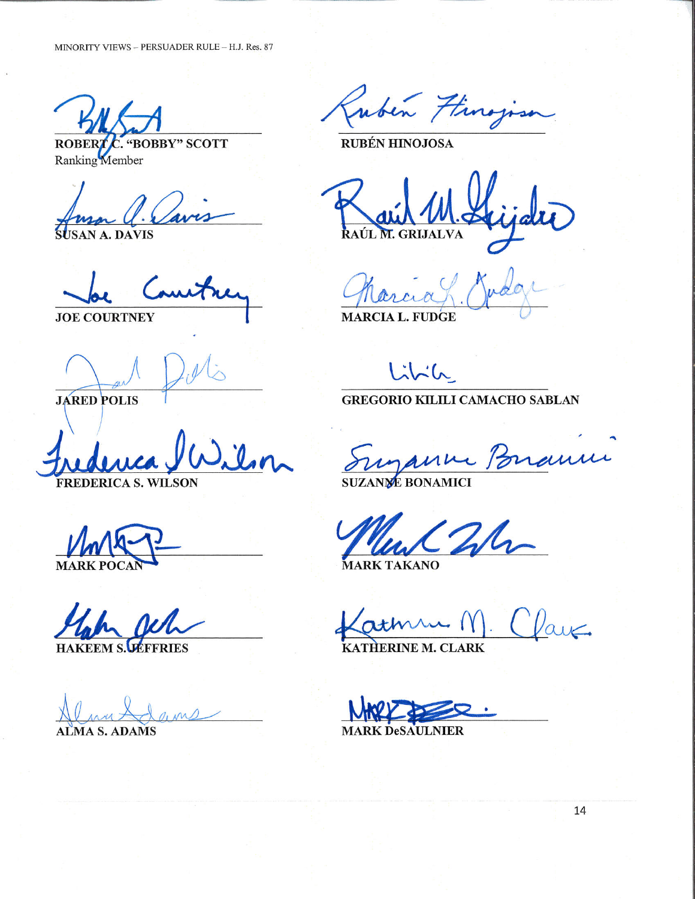ROBERT C. "BOBBY" SCOTT
Ranking Member

RUBÉN HINOJOSA

SUSAN A. DAVIS

RAÚL M. GRIJALVA

JOE COURTNEY

MARCIA L. FUDGE

JARED POLIS

GREGORIO KILILI CAMACHO SABLAN

FREDERICA S. WILSON

SUZANNE BONAMICI

MARK POCAN

MARK TAKANO

HAKEEM S. JEFFRIES

KATHERINE M. CLARK

ALMA S. ADAMS

MARK DeSAULNIER